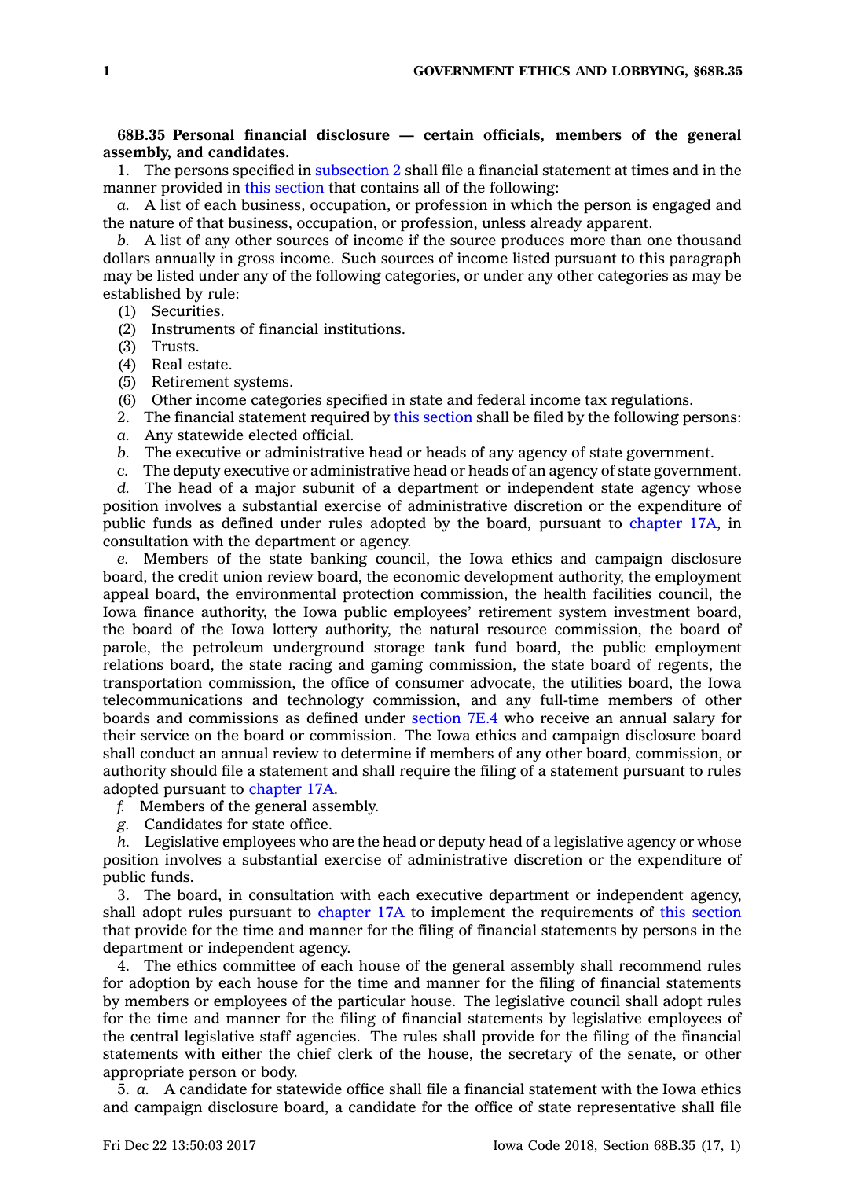**68B.35 Personal financial disclosure — certain officials, members of the general assembly, and candidates.**

1. The persons specified in subsection 2 shall file a financial statement at times and in the manner provided in this section that contains all of the following:

*a.* A list of each business, occupation, or profession in which the person is engaged and the nature of that business, occupation, or profession, unless already apparent.

*b.* A list of any other sources of income if the source produces more than one thousand dollars annually in gross income. Such sources of income listed pursuant to this paragraph may be listed under any of the following categories, or under any other categories as may be established by rule:

(1) Securities.

(2) Instruments of financial institutions.

(3) Trusts.

(4) Real estate.

(5) Retirement systems.

(6) Other income categories specified in state and federal income tax regulations.

2. The financial statement required by this section shall be filed by the following persons:

*a.* Any statewide elected official.

*b.* The executive or administrative head or heads of any agency of state government.

*c.* The deputy executive or administrative head or heads of an agency of state government.

*d.* The head of a major subunit of a department or independent state agency whose position involves a substantial exercise of administrative discretion or the expenditure of public funds as defined under rules adopted by the board, pursuant to chapter 17A, in consultation with the department or agency.

*e.* Members of the state banking council, the Iowa ethics and campaign disclosure board, the credit union review board, the economic development authority, the employment appeal board, the environmental protection commission, the health facilities council, the Iowa finance authority, the Iowa public employees' retirement system investment board, the board of the Iowa lottery authority, the natural resource commission, the board of parole, the petroleum underground storage tank fund board, the public employment relations board, the state racing and gaming commission, the state board of regents, the transportation commission, the office of consumer advocate, the utilities board, the Iowa telecommunications and technology commission, and any full-time members of other boards and commissions as defined under section 7E.4 who receive an annual salary for their service on the board or commission. The Iowa ethics and campaign disclosure board shall conduct an annual review to determine if members of any other board, commission, or authority should file a statement and shall require the filing of a statement pursuant to rules adopted pursuant to chapter 17A.

*f.* Members of the general assembly.

*g.* Candidates for state office.

*h.* Legislative employees who are the head or deputy head of a legislative agency or whose position involves a substantial exercise of administrative discretion or the expenditure of public funds.

3. The board, in consultation with each executive department or independent agency, shall adopt rules pursuant to chapter 17A to implement the requirements of this section that provide for the time and manner for the filing of financial statements by persons in the department or independent agency.

4. The ethics committee of each house of the general assembly shall recommend rules for adoption by each house for the time and manner for the filing of financial statements by members or employees of the particular house. The legislative council shall adopt rules for the time and manner for the filing of financial statements by legislative employees of the central legislative staff agencies. The rules shall provide for the filing of the financial statements with either the chief clerk of the house, the secretary of the senate, or other appropriate person or body.

5. *a.* A candidate for statewide office shall file a financial statement with the Iowa ethics and campaign disclosure board, a candidate for the office of state representative shall file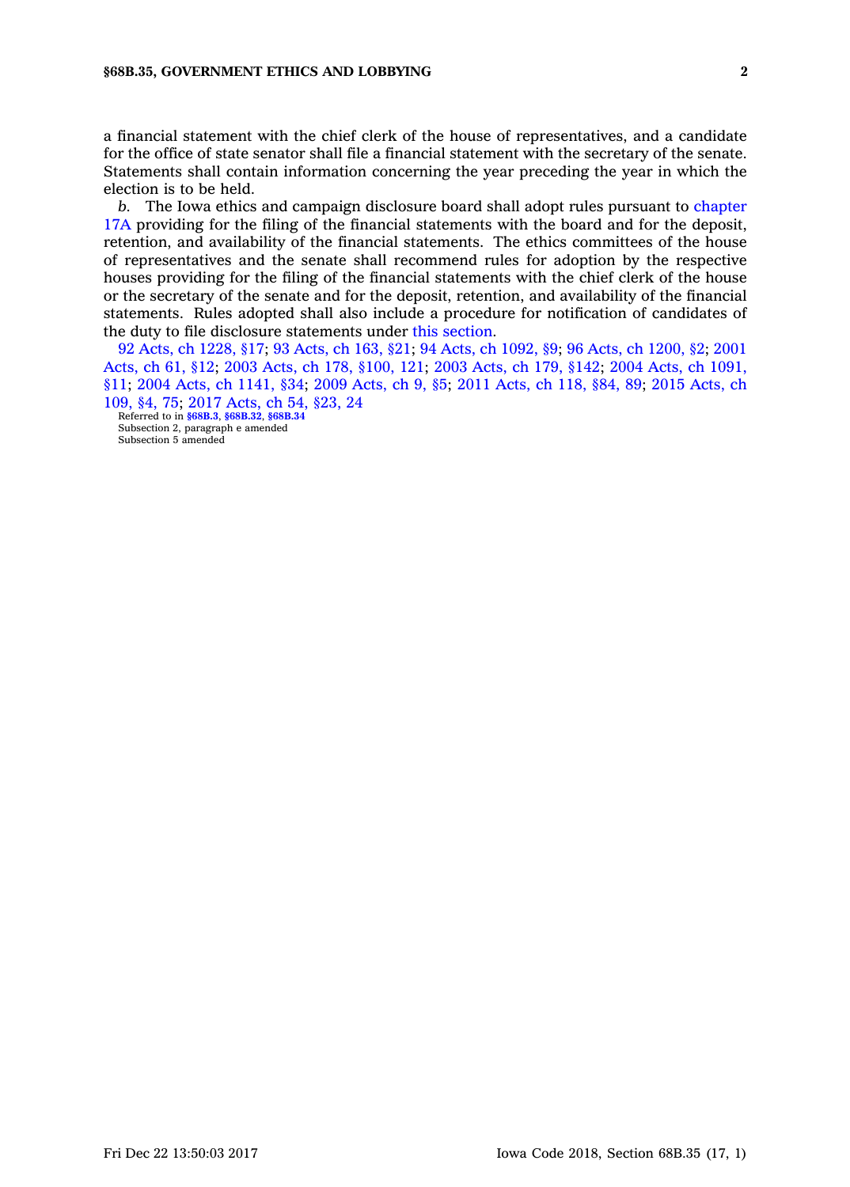a financial statement with the chief clerk of the house of representatives, and a candidate for the office of state senator shall file a financial statement with the secretary of the senate. Statements shall contain information concerning the year preceding the year in which the election is to be held.

*b.* The Iowa ethics and campaign disclosure board shall adopt rules pursuant to chapter 17A providing for the filing of the financial statements with the board and for the deposit, retention, and availability of the financial statements. The ethics committees of the house of representatives and the senate shall recommend rules for adoption by the respective houses providing for the filing of the financial statements with the chief clerk of the house or the secretary of the senate and for the deposit, retention, and availability of the financial statements. Rules adopted shall also include a procedure for notification of candidates of the duty to file disclosure statements under this section.

92 Acts, ch 1228, §17; 93 Acts, ch 163, §21; 94 Acts, ch 1092, §9; 96 Acts, ch 1200, §2; 2001 Acts, ch 61, §12; 2003 Acts, ch 178, §100, 121; 2003 Acts, ch 179, §142; 2004 Acts, ch 1091, §11; 2004 Acts, ch 1141, §34; 2009 Acts, ch 9, §5; 2011 Acts, ch 118, §84, 89; 2015 Acts, ch 109, §4, 75; 2017 Acts, ch 54, §23, 24

Referred to in §68B.3, §68B.32, §68B.34

Subsection 2, paragraph e amended

Subsection 5 amended